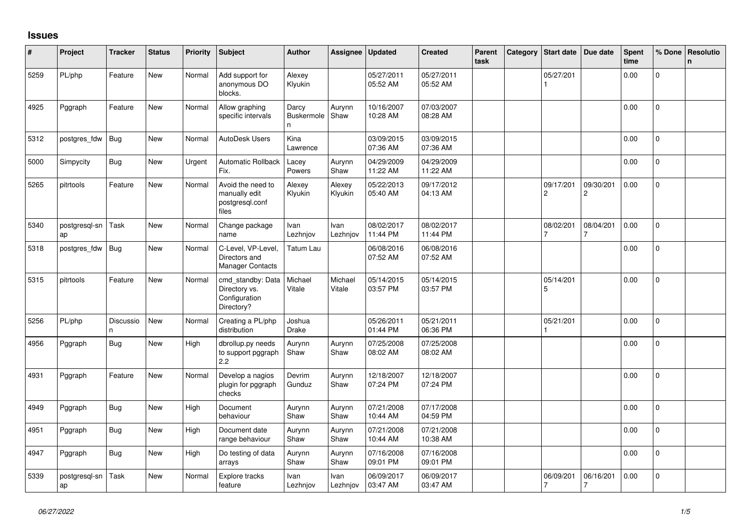# Issues

| # | Project | Tracker | Status | Priority | Subject | Author | Assignee | Updated | Created | Parent task | Category | Start date | Due date | Spent time | % Done | Resolution |
|---|---|---|---|---|---|---|---|---|---|---|---|---|---|---|---|---|
| 5259 | PL/php | Feature | New | Normal | Add support for anonymous DO blocks. | Alexey Klyukin | | 05/27/2011 05:52 AM | 05/27/2011 05:52 AM | | | 05/27/2011 | | 0.00 | 0 | |
| 4925 | Pggraph | Feature | New | Normal | Allow graphing specific intervals | Darcy Buskermolen | Aurynn Shaw | 10/16/2007 10:28 AM | 07/03/2007 08:28 AM | | | | | 0.00 | 0 | |
| 5312 | postgres_fdw | Bug | New | Normal | AutoDesk Users | Kina Lawrence | | 03/09/2015 07:36 AM | 03/09/2015 07:36 AM | | | | | 0.00 | 0 | |
| 5000 | Simpycity | Bug | New | Urgent | Automatic Rollback Fix. | Lacey Powers | Aurynn Shaw | 04/29/2009 11:22 AM | 04/29/2009 11:22 AM | | | | | 0.00 | 0 | |
| 5265 | pitrtools | Feature | New | Normal | Avoid the need to manually edit postgresql.conf files | Alexey Klyukin | Alexey Klyukin | 05/22/2013 05:40 AM | 09/17/2012 04:13 AM | | | 09/17/2012 | 09/30/2012 | 0.00 | 0 | |
| 5340 | postgresql-snap | Task | New | Normal | Change package name | Ivan Lezhnjov | Ivan Lezhnjov | 08/02/2017 11:44 PM | 08/02/2017 11:44 PM | | | 08/02/2017 | 08/04/2017 | 0.00 | 0 | |
| 5318 | postgres_fdw | Bug | New | Normal | C-Level, VP-Level, Directors and Manager Contacts | Tatum Lau | | 06/08/2016 07:52 AM | 06/08/2016 07:52 AM | | | | | 0.00 | 0 | |
| 5315 | pitrtools | Feature | New | Normal | cmd_standby: Data Directory vs. Configuration Directory? | Michael Vitale | Michael Vitale | 05/14/2015 03:57 PM | 05/14/2015 03:57 PM | | | 05/14/2015 | | 0.00 | 0 | |
| 5256 | PL/php | Discussion | New | Normal | Creating a PL/php distribution | Joshua Drake | | 05/26/2011 01:44 PM | 05/21/2011 06:36 PM | | | 05/21/2011 | | 0.00 | 0 | |
| 4956 | Pggraph | Bug | New | High | dbrollup.py needs to support pggraph 2.2 | Aurynn Shaw | Aurynn Shaw | 07/25/2008 08:02 AM | 07/25/2008 08:02 AM | | | | | 0.00 | 0 | |
| 4931 | Pggraph | Feature | New | Normal | Develop a nagios plugin for pggraph checks | Devrim Gunduz | Aurynn Shaw | 12/18/2007 07:24 PM | 12/18/2007 07:24 PM | | | | | 0.00 | 0 | |
| 4949 | Pggraph | Bug | New | High | Document behaviour | Aurynn Shaw | Aurynn Shaw | 07/21/2008 10:44 AM | 07/17/2008 04:59 PM | | | | | 0.00 | 0 | |
| 4951 | Pggraph | Bug | New | High | Document date range behaviour | Aurynn Shaw | Aurynn Shaw | 07/21/2008 10:44 AM | 07/21/2008 10:38 AM | | | | | 0.00 | 0 | |
| 4947 | Pggraph | Bug | New | High | Do testing of data arrays | Aurynn Shaw | Aurynn Shaw | 07/16/2008 09:01 PM | 07/16/2008 09:01 PM | | | | | 0.00 | 0 | |
| 5339 | postgresql-snap | Task | New | Normal | Explore tracks feature | Ivan Lezhnjov | Ivan Lezhnjov | 06/09/2017 03:47 AM | 06/09/2017 03:47 AM | | | 06/09/2017 | 06/16/2017 | 0.00 | 0 | |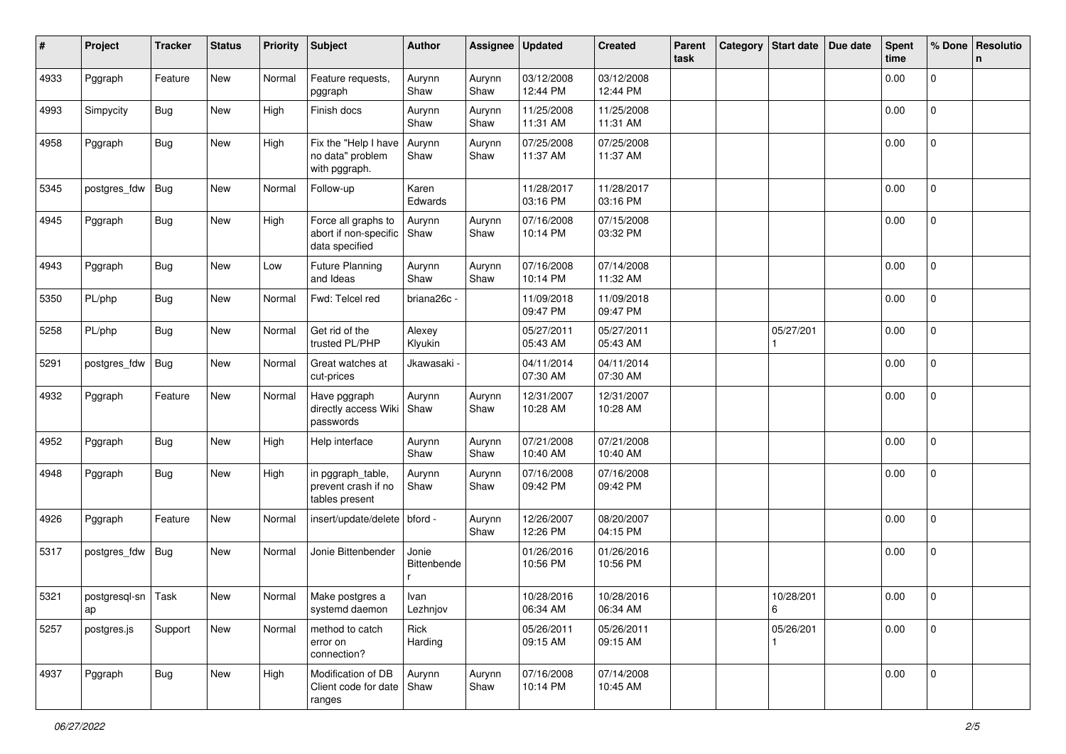| # | Project | Tracker | Status | Priority | Subject | Author | Assignee | Updated | Created | Parent task | Category | Start date | Due date | Spent time | % Done | Resolution |
|---|---|---|---|---|---|---|---|---|---|---|---|---|---|---|---|---|
| 4933 | Pggraph | Feature | New | Normal | Feature requests, pggraph | Aurynn Shaw | Aurynn Shaw | 03/12/2008 12:44 PM | 03/12/2008 12:44 PM | | | | | 0.00 | 0 | |
| 4993 | Simpycity | Bug | New | High | Finish docs | Aurynn Shaw | Aurynn Shaw | 11/25/2008 11:31 AM | 11/25/2008 11:31 AM | | | | | 0.00 | 0 | |
| 4958 | Pggraph | Bug | New | High | Fix the "Help I have no data" problem with pggraph. | Aurynn Shaw | Aurynn Shaw | 07/25/2008 11:37 AM | 07/25/2008 11:37 AM | | | | | 0.00 | 0 | |
| 5345 | postgres_fdw | Bug | New | Normal | Follow-up | Karen Edwards | | 11/28/2017 03:16 PM | 11/28/2017 03:16 PM | | | | | 0.00 | 0 | |
| 4945 | Pggraph | Bug | New | High | Force all graphs to abort if non-specific data specified | Aurynn Shaw | Aurynn Shaw | 07/16/2008 10:14 PM | 07/15/2008 03:32 PM | | | | | 0.00 | 0 | |
| 4943 | Pggraph | Bug | New | Low | Future Planning and Ideas | Aurynn Shaw | Aurynn Shaw | 07/16/2008 10:14 PM | 07/14/2008 11:32 AM | | | | | 0.00 | 0 | |
| 5350 | PL/php | Bug | New | Normal | Fwd: Telcel red | briana26c - | | 11/09/2018 09:47 PM | 11/09/2018 09:47 PM | | | | | 0.00 | 0 | |
| 5258 | PL/php | Bug | New | Normal | Get rid of the trusted PL/PHP | Alexey Klyukin | | 05/27/2011 05:43 AM | 05/27/2011 05:43 AM | | | 05/27/2011 | | 0.00 | 0 | |
| 5291 | postgres_fdw | Bug | New | Normal | Great watches at cut-prices | Jkawasaki - | | 04/11/2014 07:30 AM | 04/11/2014 07:30 AM | | | | | 0.00 | 0 | |
| 4932 | Pggraph | Feature | New | Normal | Have pggraph directly access Wiki passwords | Aurynn Shaw | Aurynn Shaw | 12/31/2007 10:28 AM | 12/31/2007 10:28 AM | | | | | 0.00 | 0 | |
| 4952 | Pggraph | Bug | New | High | Help interface | Aurynn Shaw | Aurynn Shaw | 07/21/2008 10:40 AM | 07/21/2008 10:40 AM | | | | | 0.00 | 0 | |
| 4948 | Pggraph | Bug | New | High | in pggraph_table, prevent crash if no tables present | Aurynn Shaw | Aurynn Shaw | 07/16/2008 09:42 PM | 07/16/2008 09:42 PM | | | | | 0.00 | 0 | |
| 4926 | Pggraph | Feature | New | Normal | insert/update/delete | bford - | Aurynn Shaw | 12/26/2007 12:26 PM | 08/20/2007 04:15 PM | | | | | 0.00 | 0 | |
| 5317 | postgres_fdw | Bug | New | Normal | Jonie Bittenbender | Jonie Bittenbender | | 01/26/2016 10:56 PM | 01/26/2016 10:56 PM | | | | | 0.00 | 0 | |
| 5321 | postgresql-snap | Task | New | Normal | Make postgres a systemd daemon | Ivan Lezhnjov | | 10/28/2016 06:34 AM | 10/28/2016 06:34 AM | | | 10/28/2016 | | 0.00 | 0 | |
| 5257 | postgres.js | Support | New | Normal | method to catch error on connection? | Rick Harding | | 05/26/2011 09:15 AM | 05/26/2011 09:15 AM | | | 05/26/2011 | | 0.00 | 0 | |
| 4937 | Pggraph | Bug | New | High | Modification of DB Client code for date ranges | Aurynn Shaw | Aurynn Shaw | 07/16/2008 10:14 PM | 07/14/2008 10:45 AM | | | | | 0.00 | 0 | |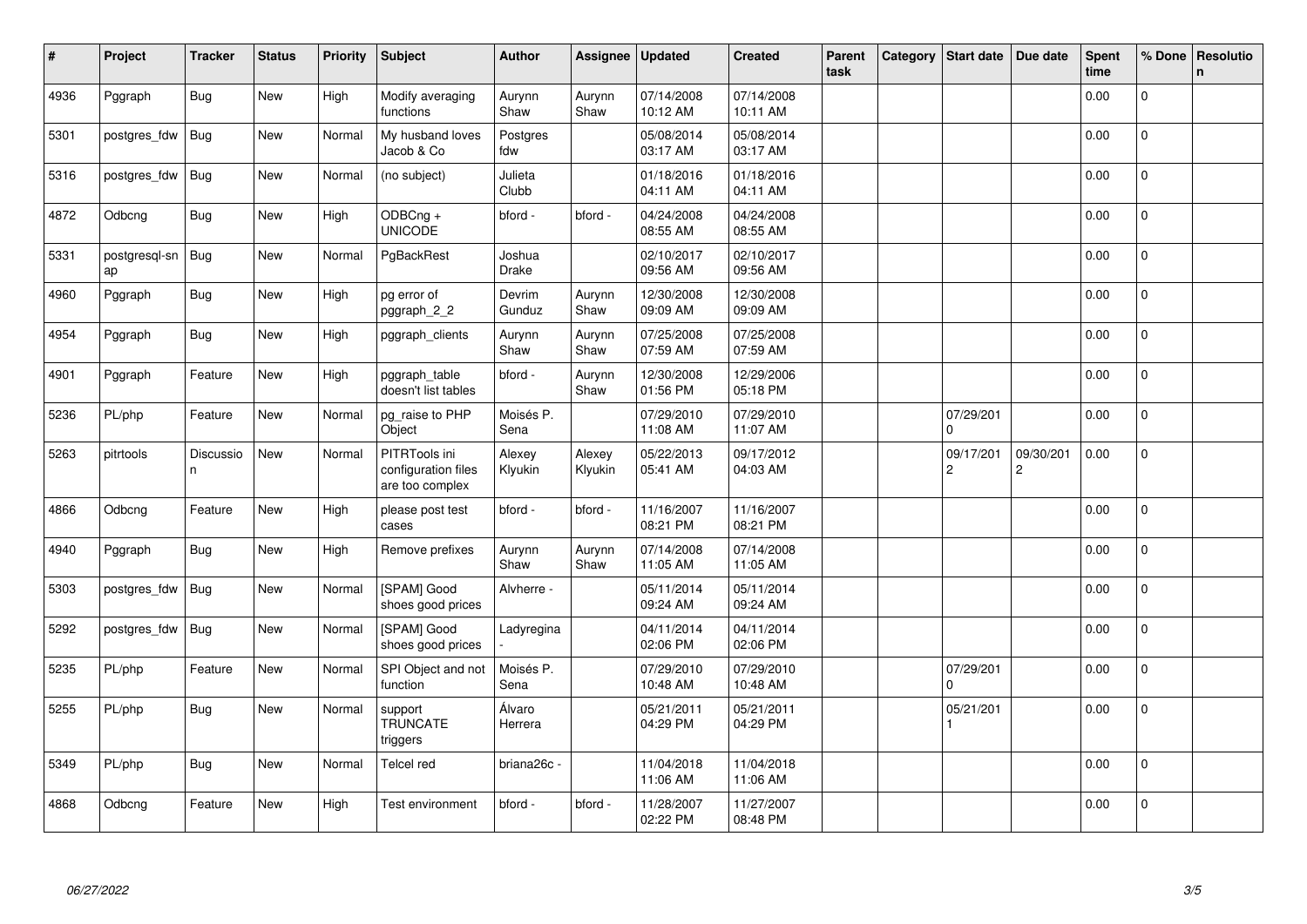| # | Project | Tracker | Status | Priority | Subject | Author | Assignee | Updated | Created | Parent task | Category | Start date | Due date | Spent time | % Done | Resolution |
|---|---|---|---|---|---|---|---|---|---|---|---|---|---|---|---|---|
| 4936 | Pggraph | Bug | New | High | Modify averaging functions | Aurynn Shaw | Aurynn Shaw | 07/14/2008 10:12 AM | 07/14/2008 10:11 AM | | | | | 0.00 | 0 | |
| 5301 | postgres_fdw | Bug | New | Normal | My husband loves Jacob & Co | Postgres fdw | | 05/08/2014 03:17 AM | 05/08/2014 03:17 AM | | | | | 0.00 | 0 | |
| 5316 | postgres_fdw | Bug | New | Normal | (no subject) | Julieta Clubb | | 01/18/2016 04:11 AM | 01/18/2016 04:11 AM | | | | | 0.00 | 0 | |
| 4872 | Odbcng | Bug | New | High | ODBCng + UNICODE | bford - | bford - | 04/24/2008 08:55 AM | 04/24/2008 08:55 AM | | | | | 0.00 | 0 | |
| 5331 | postgresql-snap | Bug | New | Normal | PgBackRest | Joshua Drake | | 02/10/2017 09:56 AM | 02/10/2017 09:56 AM | | | | | 0.00 | 0 | |
| 4960 | Pggraph | Bug | New | High | pg error of pggraph_2_2 | Devrim Gunduz | Aurynn Shaw | 12/30/2008 09:09 AM | 12/30/2008 09:09 AM | | | | | 0.00 | 0 | |
| 4954 | Pggraph | Bug | New | High | pggraph_clients | Aurynn Shaw | Aurynn Shaw | 07/25/2008 07:59 AM | 07/25/2008 07:59 AM | | | | | 0.00 | 0 | |
| 4901 | Pggraph | Feature | New | High | pggraph_table doesn't list tables | bford - | Aurynn Shaw | 12/30/2008 01:56 PM | 12/29/2006 05:18 PM | | | | | 0.00 | 0 | |
| 5236 | PL/php | Feature | New | Normal | pg_raise to PHP Object | Moisés P. Sena | | 07/29/2010 11:08 AM | 07/29/2010 11:07 AM | | | 07/29/2010 | | 0.00 | 0 | |
| 5263 | pitrtools | Discussion | New | Normal | PITRTools ini configuration files are too complex | Alexey Klyukin | Alexey Klyukin | 05/22/2013 05:41 AM | 09/17/2012 04:03 AM | | | 09/17/2012 | 09/30/2012 | 0.00 | 0 | |
| 4866 | Odbcng | Feature | New | High | please post test cases | bford - | bford - | 11/16/2007 08:21 PM | 11/16/2007 08:21 PM | | | | | 0.00 | 0 | |
| 4940 | Pggraph | Bug | New | High | Remove prefixes | Aurynn Shaw | Aurynn Shaw | 07/14/2008 11:05 AM | 07/14/2008 11:05 AM | | | | | 0.00 | 0 | |
| 5303 | postgres_fdw | Bug | New | Normal | [SPAM] Good shoes good prices | Alvherre - | | 05/11/2014 09:24 AM | 05/11/2014 09:24 AM | | | | | 0.00 | 0 | |
| 5292 | postgres_fdw | Bug | New | Normal | [SPAM] Good shoes good prices | Ladyregina - | | 04/11/2014 02:06 PM | 04/11/2014 02:06 PM | | | | | 0.00 | 0 | |
| 5235 | PL/php | Feature | New | Normal | SPI Object and not function | Moisés P. Sena | | 07/29/2010 10:48 AM | 07/29/2010 10:48 AM | | | 07/29/2010 | | 0.00 | 0 | |
| 5255 | PL/php | Bug | New | Normal | support TRUNCATE triggers | Álvaro Herrera | | 05/21/2011 04:29 PM | 05/21/2011 04:29 PM | | | 05/21/2011 | | 0.00 | 0 | |
| 5349 | PL/php | Bug | New | Normal | Telcel red | briana26c - | | 11/04/2018 11:06 AM | 11/04/2018 11:06 AM | | | | | 0.00 | 0 | |
| 4868 | Odbcng | Feature | New | High | Test environment | bford - | bford - | 11/28/2007 02:22 PM | 11/27/2007 08:48 PM | | | | | 0.00 | 0 | |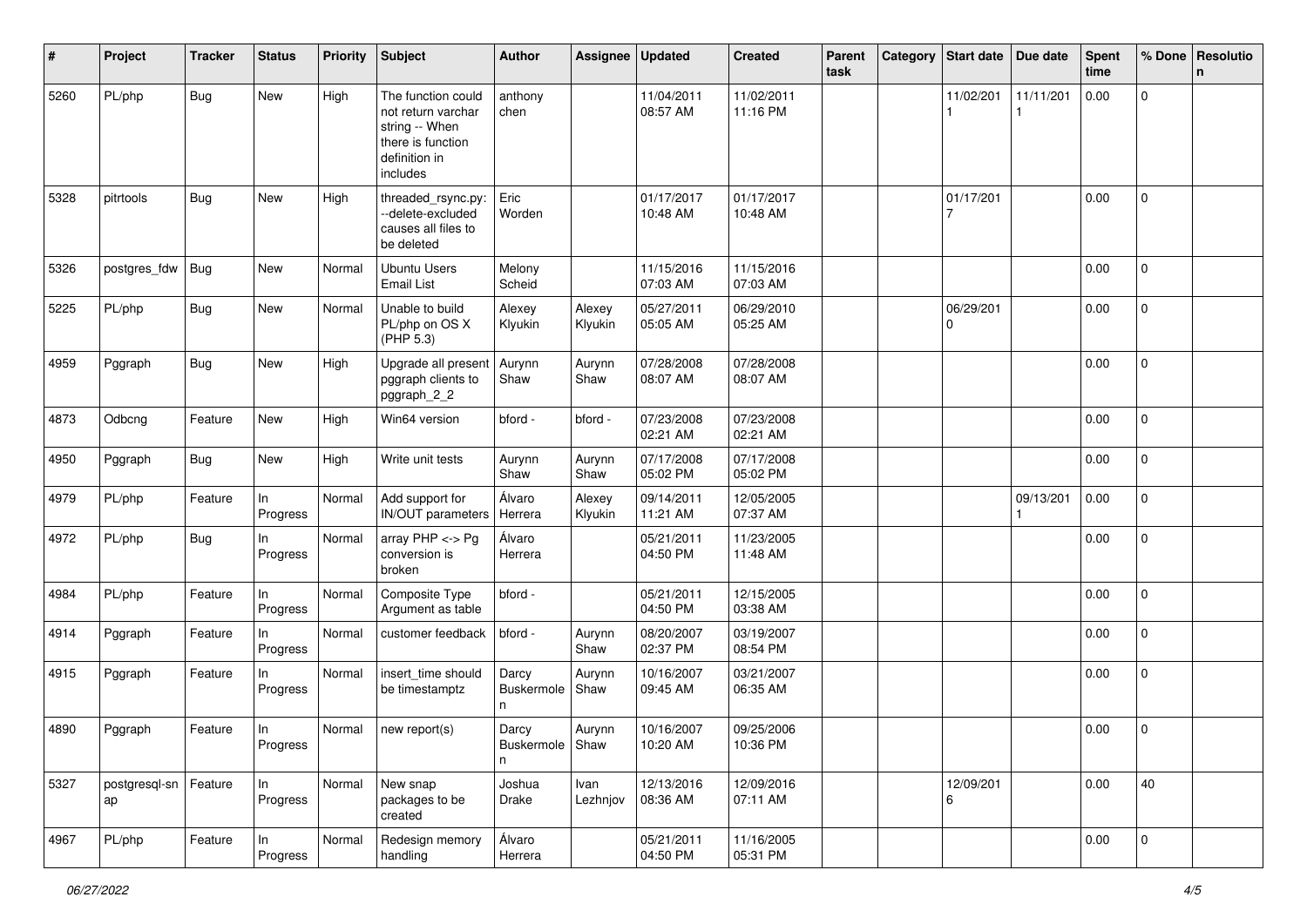| # | Project | Tracker | Status | Priority | Subject | Author | Assignee | Updated | Created | Parent task | Category | Start date | Due date | Spent time | % Done | Resolution |
|---|---|---|---|---|---|---|---|---|---|---|---|---|---|---|---|---|
| 5260 | PL/php | Bug | New | High | The function could not return varchar string -- When there is function definition in includes | anthony chen | | 11/04/2011 08:57 AM | 11/02/2011 11:16 PM | | | 11/02/2011 | 11/11/2011 | 0.00 | 0 | |
| 5328 | pitrtools | Bug | New | High | threaded_rsync.py: --delete-excluded causes all files to be deleted | Eric Worden | | 01/17/2017 10:48 AM | 01/17/2017 10:48 AM | | | 01/17/2017 | | 0.00 | 0 | |
| 5326 | postgres_fdw | Bug | New | Normal | Ubuntu Users Email List | Melony Scheid | | 11/15/2016 07:03 AM | 11/15/2016 07:03 AM | | | | | 0.00 | 0 | |
| 5225 | PL/php | Bug | New | Normal | Unable to build PL/php on OS X (PHP 5.3) | Alexey Klyukin | Alexey Klyukin | 05/27/2011 05:05 AM | 06/29/2010 05:25 AM | | | 06/29/2010 | | 0.00 | 0 | |
| 4959 | Pggraph | Bug | New | High | Upgrade all present pggraph clients to pggraph_2_2 | Aurynn Shaw | Aurynn Shaw | 07/28/2008 08:07 AM | 07/28/2008 08:07 AM | | | | | 0.00 | 0 | |
| 4873 | Odbcng | Feature | New | High | Win64 version | bford - | bford - | 07/23/2008 02:21 AM | 07/23/2008 02:21 AM | | | | | 0.00 | 0 | |
| 4950 | Pggraph | Bug | New | High | Write unit tests | Aurynn Shaw | Aurynn Shaw | 07/17/2008 05:02 PM | 07/17/2008 05:02 PM | | | | | 0.00 | 0 | |
| 4979 | PL/php | Feature | In Progress | Normal | Add support for IN/OUT parameters | Álvaro Herrera | Alexey Klyukin | 09/14/2011 11:21 AM | 12/05/2005 07:37 AM | | | | 09/13/2011 | 0.00 | 0 | |
| 4972 | PL/php | Bug | In Progress | Normal | array PHP <-> Pg conversion is broken | Álvaro Herrera | | 05/21/2011 04:50 PM | 11/23/2005 11:48 AM | | | | | 0.00 | 0 | |
| 4984 | PL/php | Feature | In Progress | Normal | Composite Type Argument as table | bford - | | 05/21/2011 04:50 PM | 12/15/2005 03:38 AM | | | | | 0.00 | 0 | |
| 4914 | Pggraph | Feature | In Progress | Normal | customer feedback | bford - | Aurynn Shaw | 08/20/2007 02:37 PM | 03/19/2007 08:54 PM | | | | | 0.00 | 0 | |
| 4915 | Pggraph | Feature | In Progress | Normal | insert_time should be timestamptz | Darcy Buskermolen | Aurynn Shaw | 10/16/2007 09:45 AM | 03/21/2007 06:35 AM | | | | | 0.00 | 0 | |
| 4890 | Pggraph | Feature | In Progress | Normal | new report(s) | Darcy Buskermolen | Aurynn Shaw | 10/16/2007 10:20 AM | 09/25/2006 10:36 PM | | | | | 0.00 | 0 | |
| 5327 | postgresql-snap | Feature | In Progress | Normal | New snap packages to be created | Joshua Drake | Ivan Lezhnjov | 12/13/2016 08:36 AM | 12/09/2016 07:11 AM | | | 12/09/2016 | | 0.00 | 40 | |
| 4967 | PL/php | Feature | In Progress | Normal | Redesign memory handling | Álvaro Herrera | | 05/21/2011 04:50 PM | 11/16/2005 05:31 PM | | | | | 0.00 | 0 | |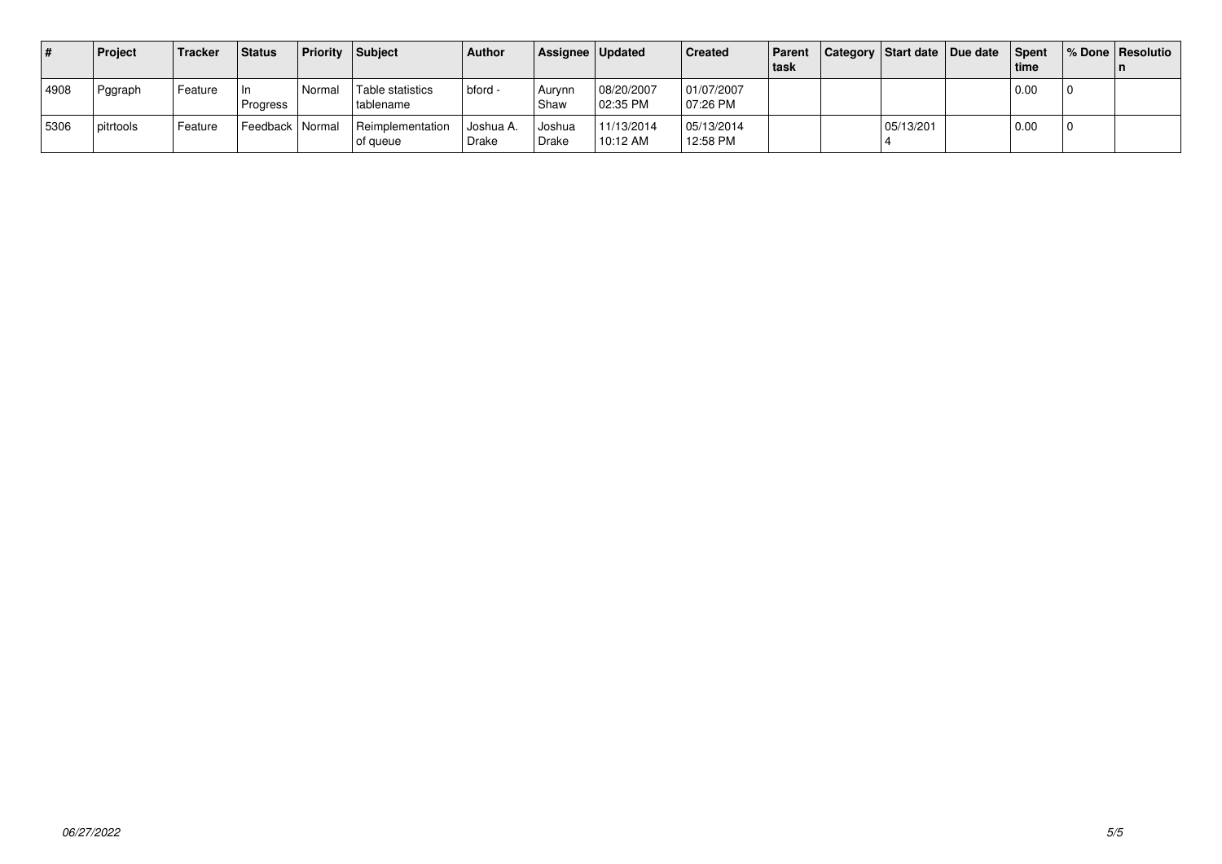| # | Project | Tracker | Status | Priority | Subject | Author | Assignee | Updated | Created | Parent task | Category | Start date | Due date | Spent time | % Done | Resolution |
|---|---|---|---|---|---|---|---|---|---|---|---|---|---|---|---|---|
| 4908 | Pggraph | Feature | In Progress | Normal | Table statistics tablename | bford - | Aurynn Shaw | 08/20/2007 02:35 PM | 01/07/2007 07:26 PM | | | | | 0.00 | 0 | |
| 5306 | pitrtools | Feature | Feedback | Normal | Reimplementation of queue | Joshua A. Drake | Joshua Drake | 11/13/2014 10:12 AM | 05/13/2014 12:58 PM | | | 05/13/2014 | | 0.00 | 0 | |

*06/27/2022*